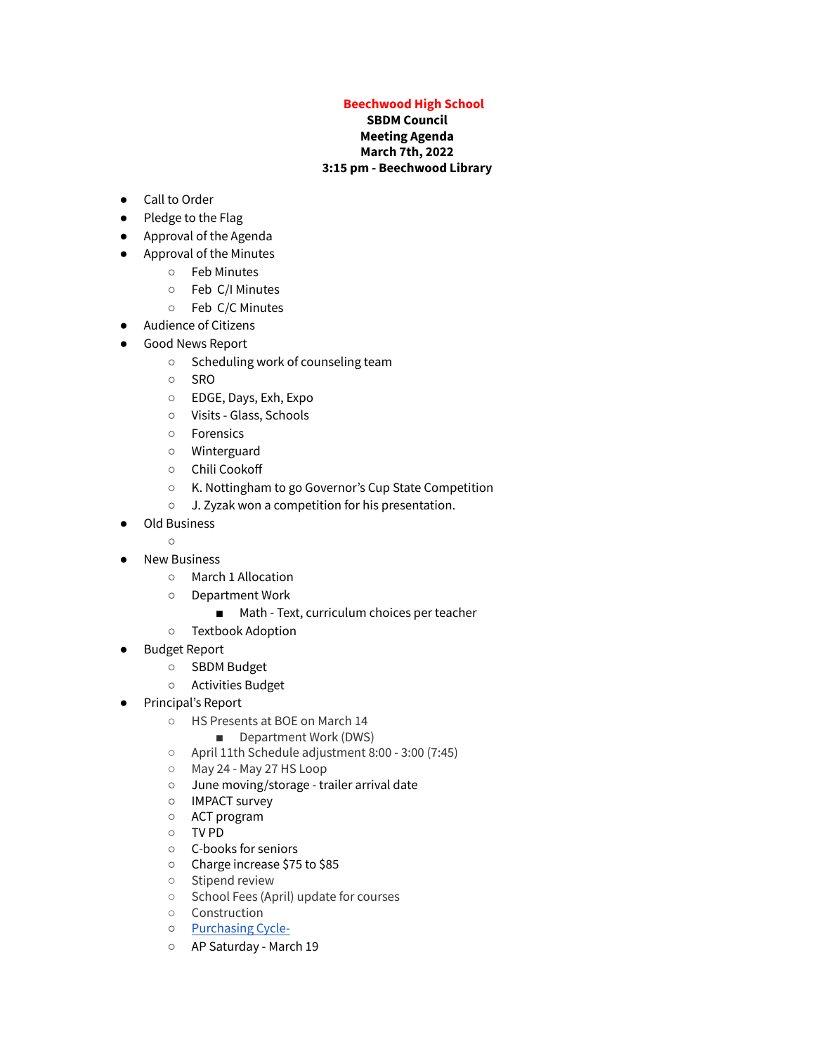**Beechwood High School**
**SBDM Council**
**Meeting Agenda**
**March 7th, 2022**
**3:15 pm - Beechwood Library**

- Call to Order
- Pledge to the Flag
- Approval of the Agenda
- Approval of the Minutes
  - Feb Minutes
  - Feb C/I Minutes
  - Feb C/C Minutes
- Audience of Citizens
- Good News Report
  - Scheduling work of counseling team
  - SRO
  - EDGE, Days, Exh, Expo
  - Visits - Glass, Schools
  - Forensics
  - Winterguard
  - Chili Cookoff
  - K. Nottingham to go Governor's Cup State Competition
  - J. Zyzak won a competition for his presentation.
- Old Business
  -
- New Business
  - March 1 Allocation
  - Department Work
    - Math - Text, curriculum choices per teacher
  - Textbook Adoption
- Budget Report
  - SBDM Budget
  - Activities Budget
- Principal's Report
  - HS Presents at BOE on March 14
    - Department Work (DWS)
  - April 11th Schedule adjustment 8:00 - 3:00 (7:45)
  - May 24 - May 27 HS Loop
  - June moving/storage - trailer arrival date
  - IMPACT survey
  - ACT program
  - TV PD
  - C-books for seniors
  - Charge increase $75 to $85
  - Stipend review
  - School Fees (April) update for courses
  - Construction
  - Purchasing Cycle-
  - AP Saturday - March 19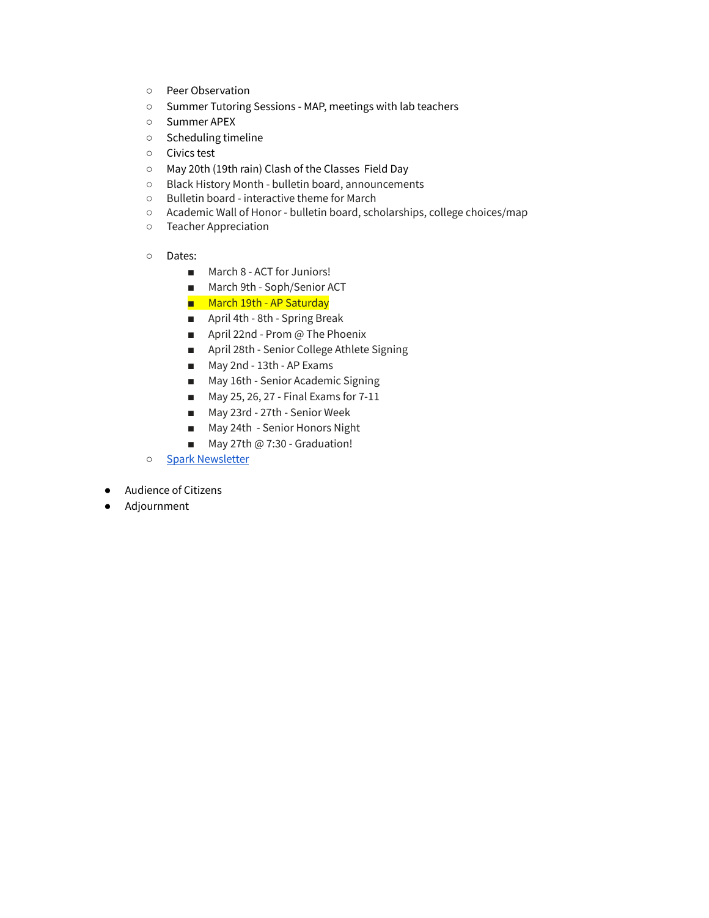- Peer Observation
  - Summer Tutoring Sessions - MAP, meetings with lab teachers
  - Summer APEX
  - Scheduling timeline
  - Civics test
  - May 20th (19th rain) Clash of the Classes  Field Day
  - Black History Month - bulletin board, announcements
  - Bulletin board - interactive theme for March
  - Academic Wall of Honor - bulletin board, scholarships, college choices/map
  - Teacher Appreciation

  - Dates:
    - March 8 - ACT for Juniors!
    - March 9th - Soph/Senior ACT
    - March 19th - AP Saturday
    - April 4th - 8th - Spring Break
    - April 22nd - Prom @ The Phoenix
    - April 28th - Senior College Athlete Signing
    - May 2nd - 13th - AP Exams
    - May 16th - Senior Academic Signing
    - May 25, 26, 27 - Final Exams for 7-11
    - May 23rd - 27th - Senior Week
    - May 24th  - Senior Honors Night
    - May 27th @ 7:30 - Graduation!
  - Spark Newsletter

- Audience of Citizens
- Adjournment